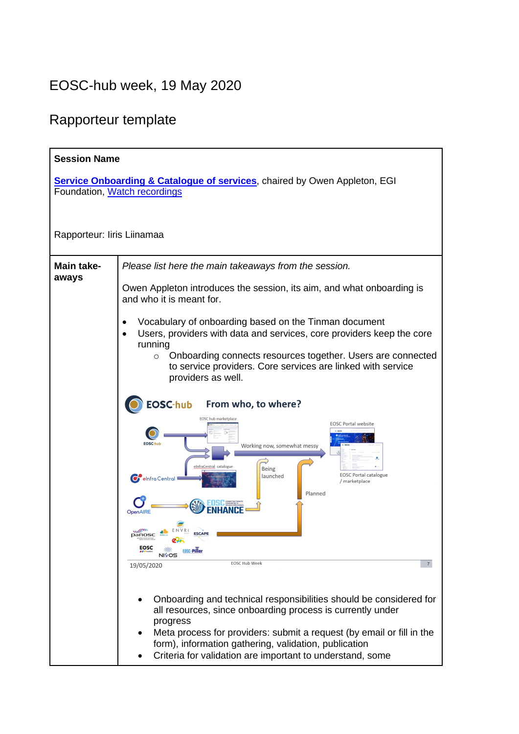# EOSC-hub week, 19 May 2020

## Rapporteur template

| **Session Name** | |
|---|---|
| **Service Onboarding & Catalogue of services**, chaired by Owen Appleton, EGI Foundation, Watch recordings<br><br>Rapporteur: Iiris Liinamaa | |
| **Main take-aways** | *Please list here the main takeaways from the session.*<br><br>Owen Appleton introduces the session, its aim, and what onboarding is and who it is meant for.<br><br>• Vocabulary of onboarding based on the Tinman document<br>• Users, providers with data and services, core providers keep the core running<br>  ○ Onboarding connects resources together. Users are connected to service providers. Core services are linked with service providers as well.<br><br>• Onboarding and technical responsibilities should be considered for all resources, since onboarding process is currently under progress<br>• Meta process for providers: submit a request (by email or fill in the form), information gathering, validation, publication<br>• Criteria for validation are important to understand, some |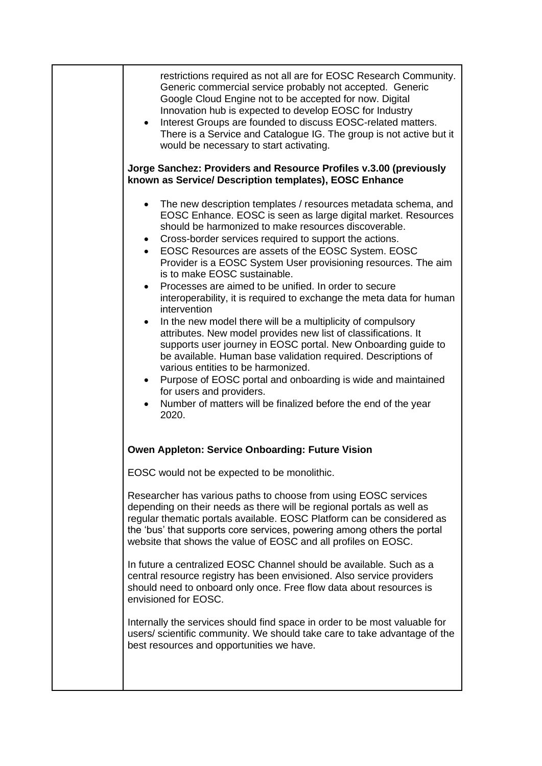restrictions required as not all are for EOSC Research Community. Generic commercial service probably not accepted. Generic Google Cloud Engine not to be accepted for now. Digital Innovation hub is expected to develop EOSC for Industry

- Interest Groups are founded to discuss EOSC-related matters. There is a Service and Catalogue IG. The group is not active but it would be necessary to start activating.

**Jorge Sanchez: Providers and Resource Profiles v.3.00 (previously known as Service/ Description templates), EOSC Enhance**

- The new description templates / resources metadata schema, and EOSC Enhance. EOSC is seen as large digital market. Resources should be harmonized to make resources discoverable.
- Cross-border services required to support the actions.
- EOSC Resources are assets of the EOSC System. EOSC Provider is a EOSC System User provisioning resources. The aim is to make EOSC sustainable.
- Processes are aimed to be unified. In order to secure interoperability, it is required to exchange the meta data for human intervention
- In the new model there will be a multiplicity of compulsory attributes. New model provides new list of classifications. It supports user journey in EOSC portal. New Onboarding guide to be available. Human base validation required. Descriptions of various entities to be harmonized.
- Purpose of EOSC portal and onboarding is wide and maintained for users and providers.
- Number of matters will be finalized before the end of the year 2020.

**Owen Appleton: Service Onboarding: Future Vision**

EOSC would not be expected to be monolithic.

Researcher has various paths to choose from using EOSC services depending on their needs as there will be regional portals as well as regular thematic portals available. EOSC Platform can be considered as the 'bus' that supports core services, powering among others the portal website that shows the value of EOSC and all profiles on EOSC.

In future a centralized EOSC Channel should be available. Such as a central resource registry has been envisioned. Also service providers should need to onboard only once. Free flow data about resources is envisioned for EOSC.

Internally the services should find space in order to be most valuable for users/ scientific community. We should take care to take advantage of the best resources and opportunities we have.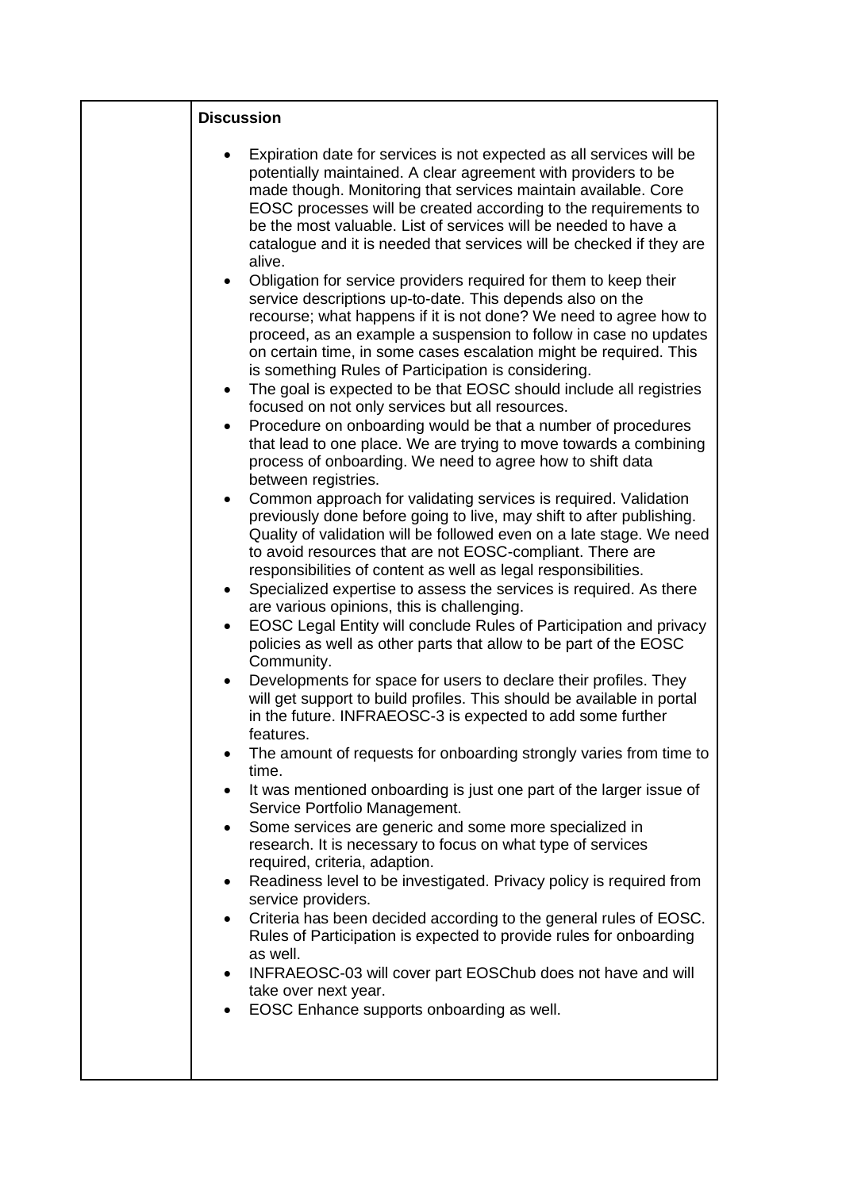| | **Discussion**<br><br>- Expiration date for services is not expected as all services will be potentially maintained. A clear agreement with providers to be made though. Monitoring that services maintain available. Core EOSC processes will be created according to the requirements to be the most valuable. List of services will be needed to have a catalogue and it is needed that services will be checked if they are alive.<br>- Obligation for service providers required for them to keep their service descriptions up-to-date. This depends also on the recourse; what happens if it is not done? We need to agree how to proceed, as an example a suspension to follow in case no updates on certain time, in some cases escalation might be required. This is something Rules of Participation is considering.<br>- The goal is expected to be that EOSC should include all registries focused on not only services but all resources.<br>- Procedure on onboarding would be that a number of procedures that lead to one place. We are trying to move towards a combining process of onboarding. We need to agree how to shift data between registries.<br>- Common approach for validating services is required. Validation previously done before going to live, may shift to after publishing. Quality of validation will be followed even on a late stage. We need to avoid resources that are not EOSC-compliant. There are responsibilities of content as well as legal responsibilities.<br>- Specialized expertise to assess the services is required. As there are various opinions, this is challenging.<br>- EOSC Legal Entity will conclude Rules of Participation and privacy policies as well as other parts that allow to be part of the EOSC Community.<br>- Developments for space for users to declare their profiles. They will get support to build profiles. This should be available in portal in the future. INFRAEOSC-3 is expected to add some further features.<br>- The amount of requests for onboarding strongly varies from time to time.<br>- It was mentioned onboarding is just one part of the larger issue of Service Portfolio Management.<br>- Some services are generic and some more specialized in research. It is necessary to focus on what type of services required, criteria, adaption.<br>- Readiness level to be investigated. Privacy policy is required from service providers.<br>- Criteria has been decided according to the general rules of EOSC. Rules of Participation is expected to provide rules for onboarding as well.<br>- INFRAEOSC-03 will cover part EOSChub does not have and will take over next year.<br>- EOSC Enhance supports onboarding as well. |
|---|---|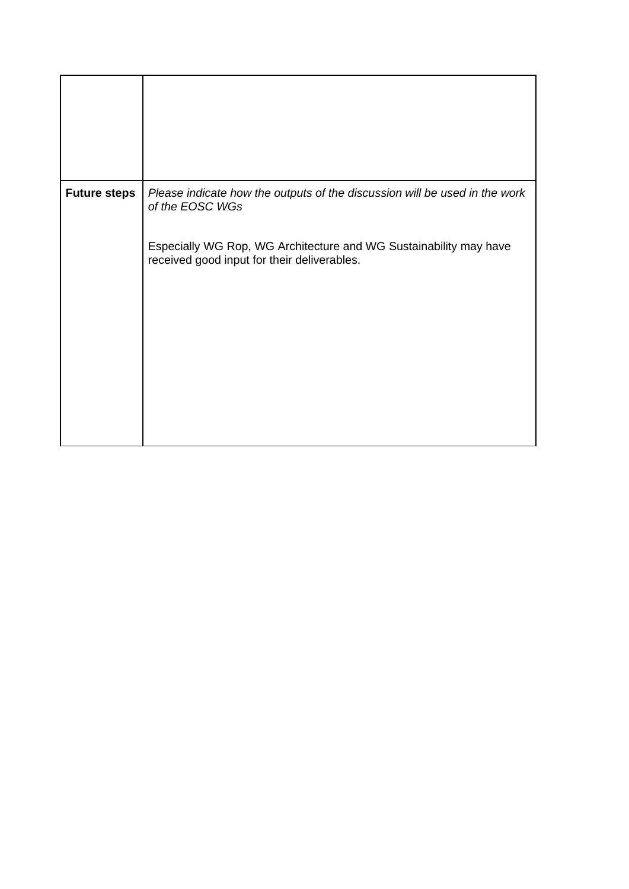| | |
|---|---|
| | |
| **Future steps** | *Please indicate how the outputs of the discussion will be used in the work of the EOSC WGs*<br><br>Especially WG Rop, WG Architecture and WG Sustainability may have received good input for their deliverables. |